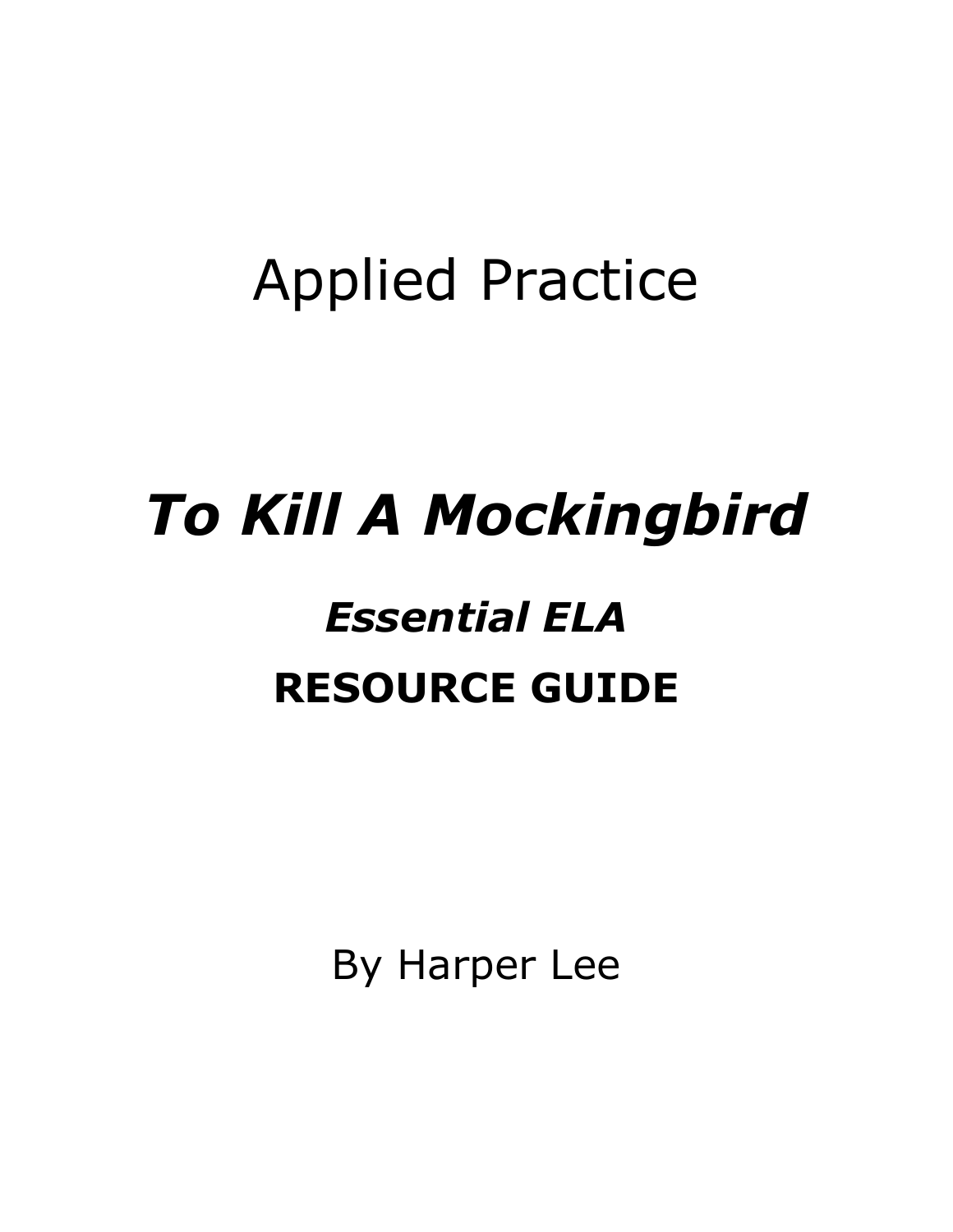# Applied Practice

# *To Kill A Mockingbird*

## *Essential ELA*

## RESOURCE GUIDE

By Harper Lee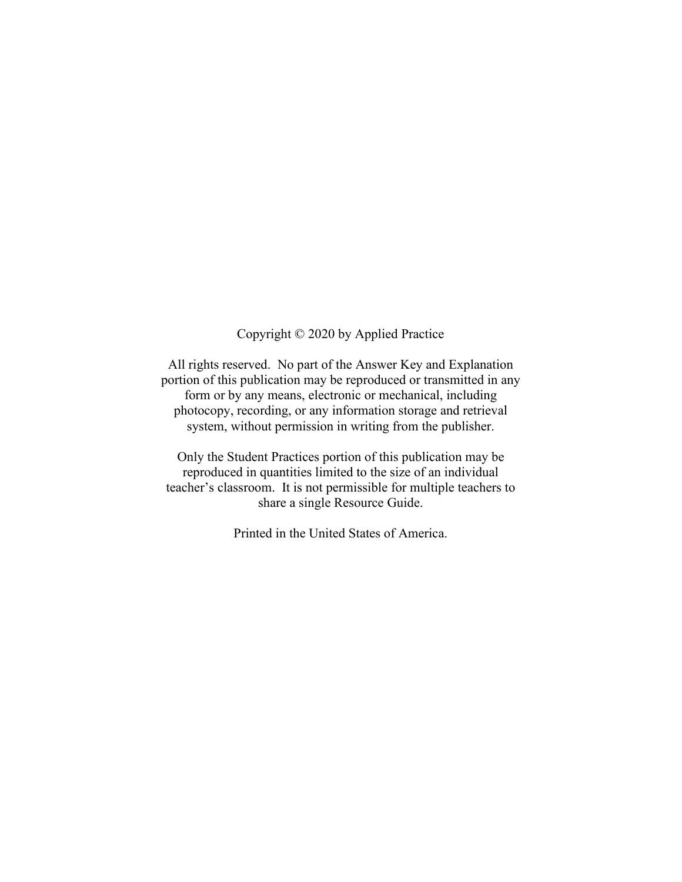Copyright © 2020 by Applied Practice

All rights reserved. No part of the Answer Key and Explanation portion of this publication may be reproduced or transmitted in any form or by any means, electronic or mechanical, including photocopy, recording, or any information storage and retrieval system, without permission in writing from the publisher.

Only the Student Practices portion of this publication may be reproduced in quantities limited to the size of an individual teacher's classroom. It is not permissible for multiple teachers to share a single Resource Guide.

Printed in the United States of America.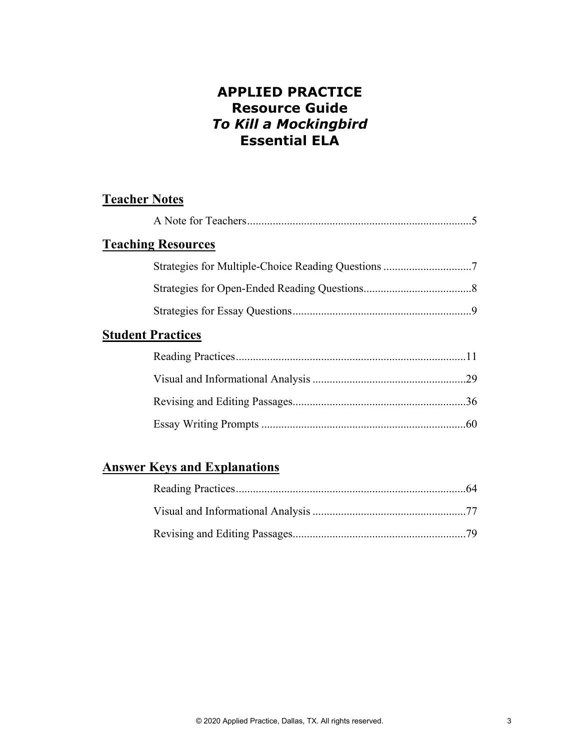# APPLIED PRACTICE
# Resource Guide
# *To Kill a Mockingbird*
# Essential ELA

## Teacher Notes

A Note for Teachers..............................................................................5

## Teaching Resources

Strategies for Multiple-Choice Reading Questions ...............................7

Strategies for Open-Ended Reading Questions......................................8

Strategies for Essay Questions...............................................................9

## Student Practices

Reading Practices.................................................................................11

Visual and Informational Analysis ......................................................29

Revising and Editing Passages.............................................................36

Essay Writing Prompts ........................................................................60

## Answer Keys and Explanations

Reading Practices.................................................................................64

Visual and Informational Analysis ......................................................77

Revising and Editing Passages.............................................................79

© 2020 Applied Practice, Dallas, TX. All rights reserved.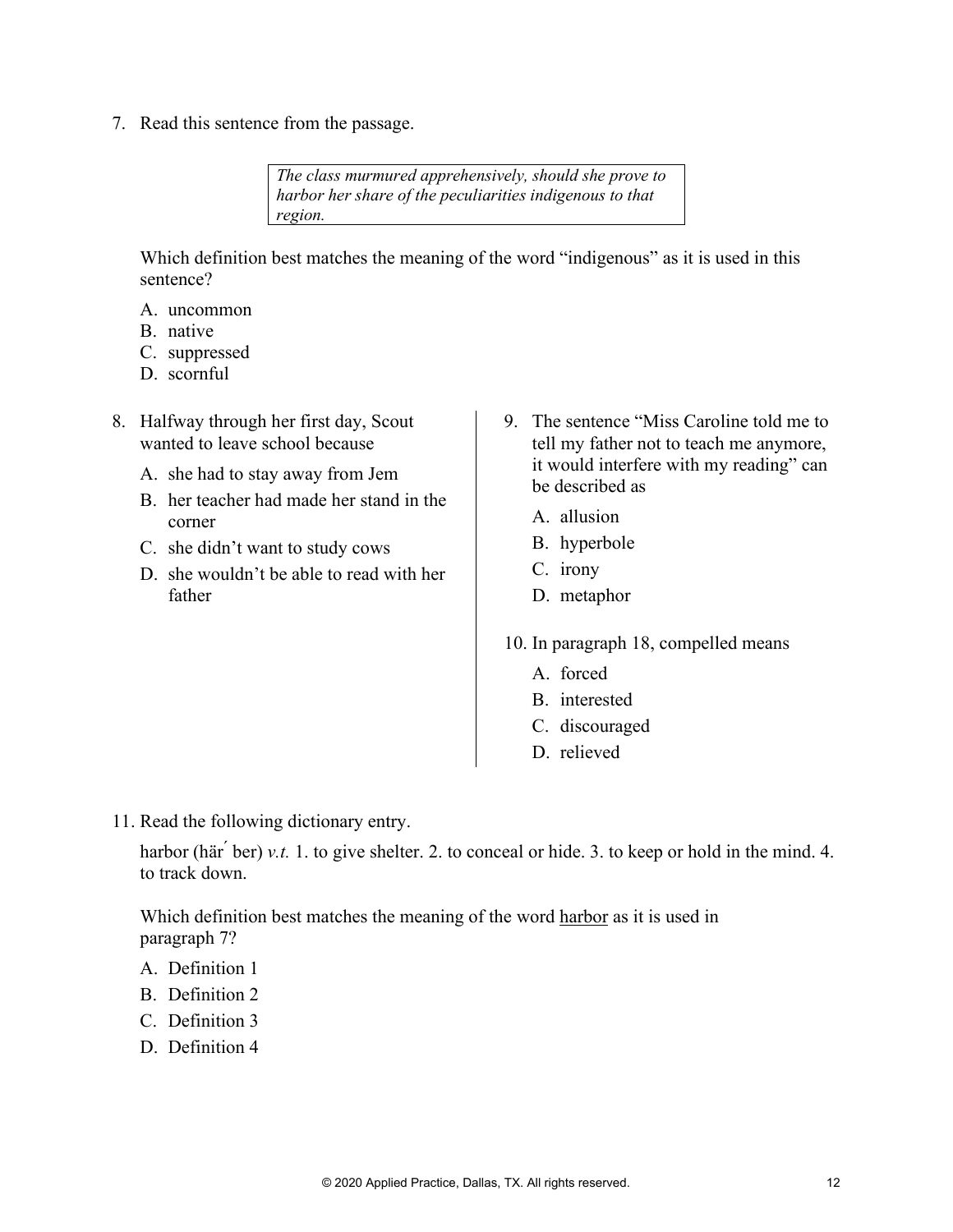7. Read this sentence from the passage.

> *The class murmured apprehensively, should she prove to harbor her share of the peculiarities indigenous to that region.*

Which definition best matches the meaning of the word "indigenous" as it is used in this sentence?

A. uncommon
B. native
C. suppressed
D. scornful

8. Halfway through her first day, Scout wanted to leave school because

A. she had to stay away from Jem
B. her teacher had made her stand in the corner
C. she didn't want to study cows
D. she wouldn't be able to read with her father

9. The sentence "Miss Caroline told me to tell my father not to teach me anymore, it would interfere with my reading" can be described as

A. allusion
B. hyperbole
C. irony
D. metaphor

10. In paragraph 18, compelled means

A. forced
B. interested
C. discouraged
D. relieved

11. Read the following dictionary entry.

harbor (här´ ber) *v.t.* 1. to give shelter. 2. to conceal or hide. 3. to keep or hold in the mind. 4. to track down.

Which definition best matches the meaning of the word <u>harbor</u> as it is used in paragraph 7?

A. Definition 1
B. Definition 2
C. Definition 3
D. Definition 4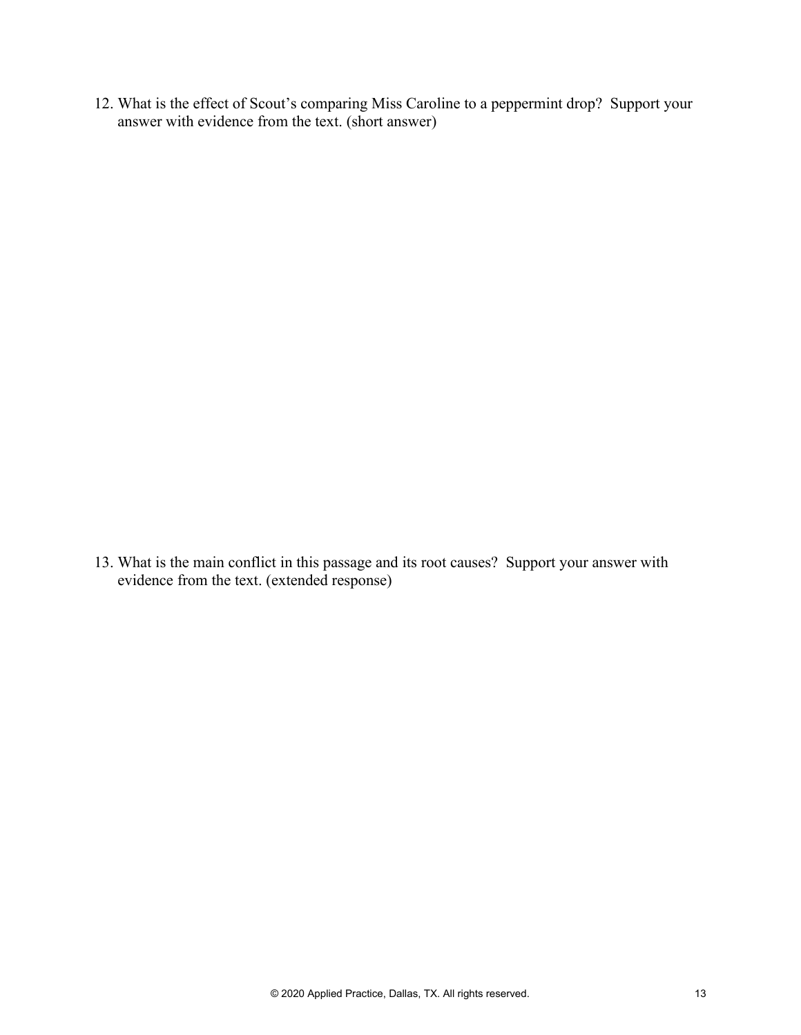12. What is the effect of Scout's comparing Miss Caroline to a peppermint drop? Support your answer with evidence from the text. (short answer)

13. What is the main conflict in this passage and its root causes? Support your answer with evidence from the text. (extended response)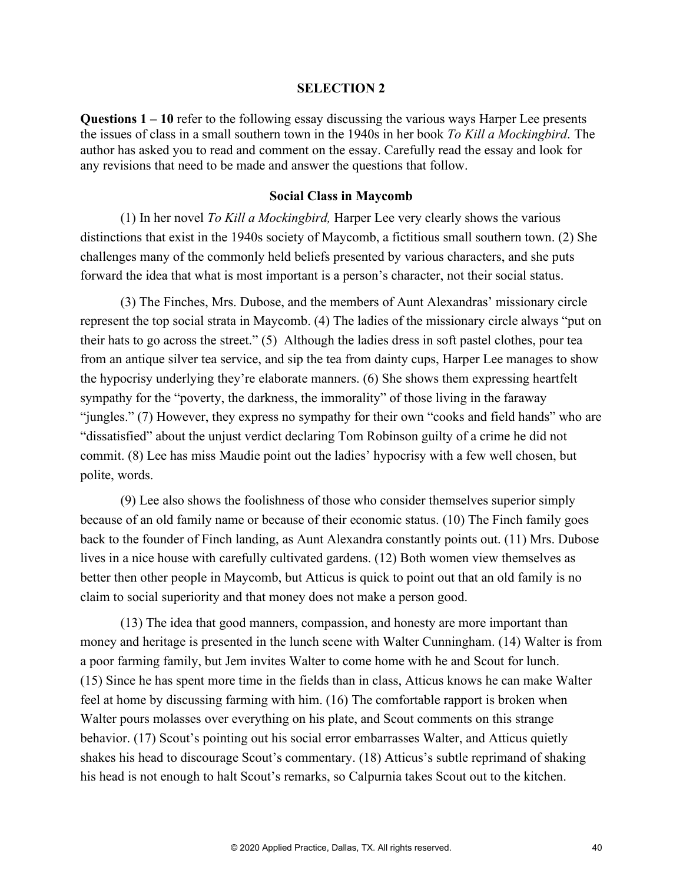## SELECTION 2

**Questions 1 – 10** refer to the following essay discussing the various ways Harper Lee presents the issues of class in a small southern town in the 1940s in her book *To Kill a Mockingbird*. The author has asked you to read and comment on the essay. Carefully read the essay and look for any revisions that need to be made and answer the questions that follow.

### Social Class in Maycomb

(1) In her novel *To Kill a Mockingbird,* Harper Lee very clearly shows the various distinctions that exist in the 1940s society of Maycomb, a fictitious small southern town. (2) She challenges many of the commonly held beliefs presented by various characters, and she puts forward the idea that what is most important is a person's character, not their social status.

(3) The Finches, Mrs. Dubose, and the members of Aunt Alexandras' missionary circle represent the top social strata in Maycomb. (4) The ladies of the missionary circle always "put on their hats to go across the street." (5) Although the ladies dress in soft pastel clothes, pour tea from an antique silver tea service, and sip the tea from dainty cups, Harper Lee manages to show the hypocrisy underlying they're elaborate manners. (6) She shows them expressing heartfelt sympathy for the "poverty, the darkness, the immorality" of those living in the faraway "jungles." (7) However, they express no sympathy for their own "cooks and field hands" who are "dissatisfied" about the unjust verdict declaring Tom Robinson guilty of a crime he did not commit. (8) Lee has miss Maudie point out the ladies' hypocrisy with a few well chosen, but polite, words.

(9) Lee also shows the foolishness of those who consider themselves superior simply because of an old family name or because of their economic status. (10) The Finch family goes back to the founder of Finch landing, as Aunt Alexandra constantly points out. (11) Mrs. Dubose lives in a nice house with carefully cultivated gardens. (12) Both women view themselves as better then other people in Maycomb, but Atticus is quick to point out that an old family is no claim to social superiority and that money does not make a person good.

(13) The idea that good manners, compassion, and honesty are more important than money and heritage is presented in the lunch scene with Walter Cunningham. (14) Walter is from a poor farming family, but Jem invites Walter to come home with he and Scout for lunch. (15) Since he has spent more time in the fields than in class, Atticus knows he can make Walter feel at home by discussing farming with him. (16) The comfortable rapport is broken when Walter pours molasses over everything on his plate, and Scout comments on this strange behavior. (17) Scout's pointing out his social error embarrasses Walter, and Atticus quietly shakes his head to discourage Scout's commentary. (18) Atticus's subtle reprimand of shaking his head is not enough to halt Scout's remarks, so Calpurnia takes Scout out to the kitchen.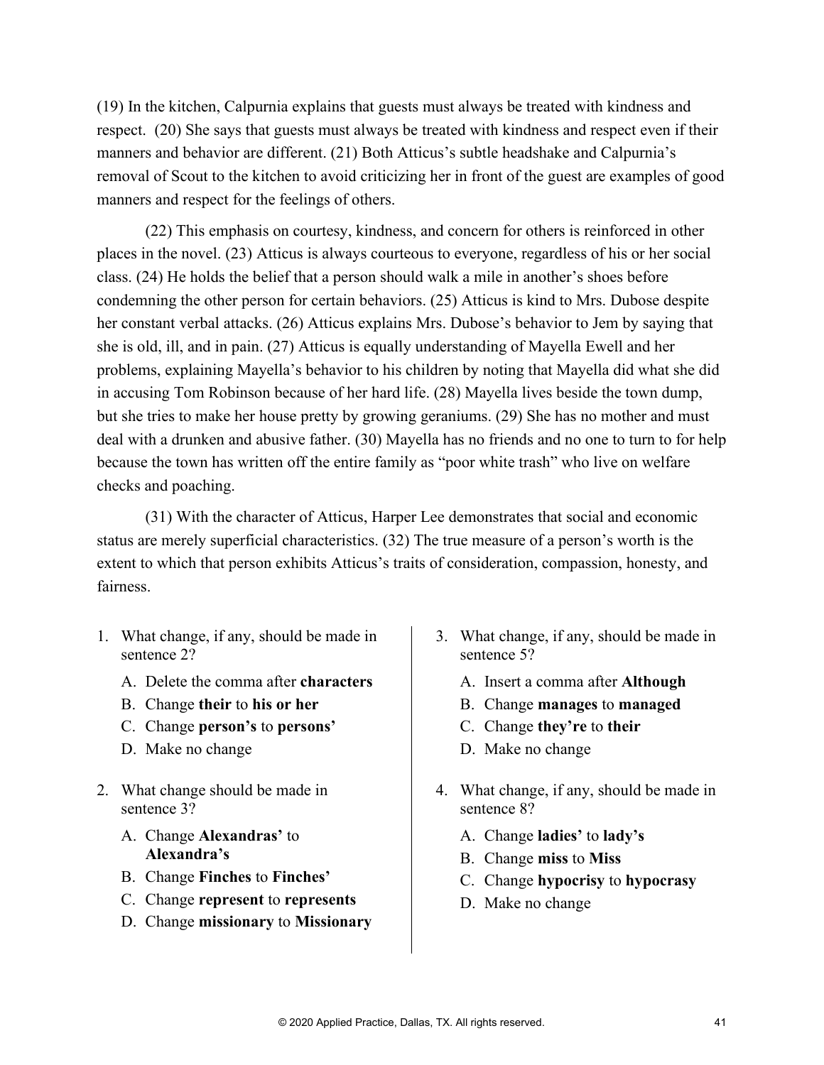(19) In the kitchen, Calpurnia explains that guests must always be treated with kindness and respect. (20) She says that guests must always be treated with kindness and respect even if their manners and behavior are different. (21) Both Atticus's subtle headshake and Calpurnia's removal of Scout to the kitchen to avoid criticizing her in front of the guest are examples of good manners and respect for the feelings of others.

(22) This emphasis on courtesy, kindness, and concern for others is reinforced in other places in the novel. (23) Atticus is always courteous to everyone, regardless of his or her social class. (24) He holds the belief that a person should walk a mile in another's shoes before condemning the other person for certain behaviors. (25) Atticus is kind to Mrs. Dubose despite her constant verbal attacks. (26) Atticus explains Mrs. Dubose's behavior to Jem by saying that she is old, ill, and in pain. (27) Atticus is equally understanding of Mayella Ewell and her problems, explaining Mayella's behavior to his children by noting that Mayella did what she did in accusing Tom Robinson because of her hard life. (28) Mayella lives beside the town dump, but she tries to make her house pretty by growing geraniums. (29) She has no mother and must deal with a drunken and abusive father. (30) Mayella has no friends and no one to turn to for help because the town has written off the entire family as "poor white trash" who live on welfare checks and poaching.

(31) With the character of Atticus, Harper Lee demonstrates that social and economic status are merely superficial characteristics. (32) The true measure of a person's worth is the extent to which that person exhibits Atticus's traits of consideration, compassion, honesty, and fairness.

1. What change, if any, should be made in sentence 2?
   - A. Delete the comma after **characters**
   - B. Change **their** to **his or her**
   - C. Change **person's** to **persons'**
   - D. Make no change

2. What change should be made in sentence 3?
   - A. Change **Alexandras'** to **Alexandra's**
   - B. Change **Finches** to **Finches'**
   - C. Change **represent** to **represents**
   - D. Change **missionary** to **Missionary**

3. What change, if any, should be made in sentence 5?
   - A. Insert a comma after **Although**
   - B. Change **manages** to **managed**
   - C. Change **they're** to **their**
   - D. Make no change

4. What change, if any, should be made in sentence 8?
   - A. Change **ladies'** to **lady's**
   - B. Change **miss** to **Miss**
   - C. Change **hypocrisy** to **hypocrasy**
   - D. Make no change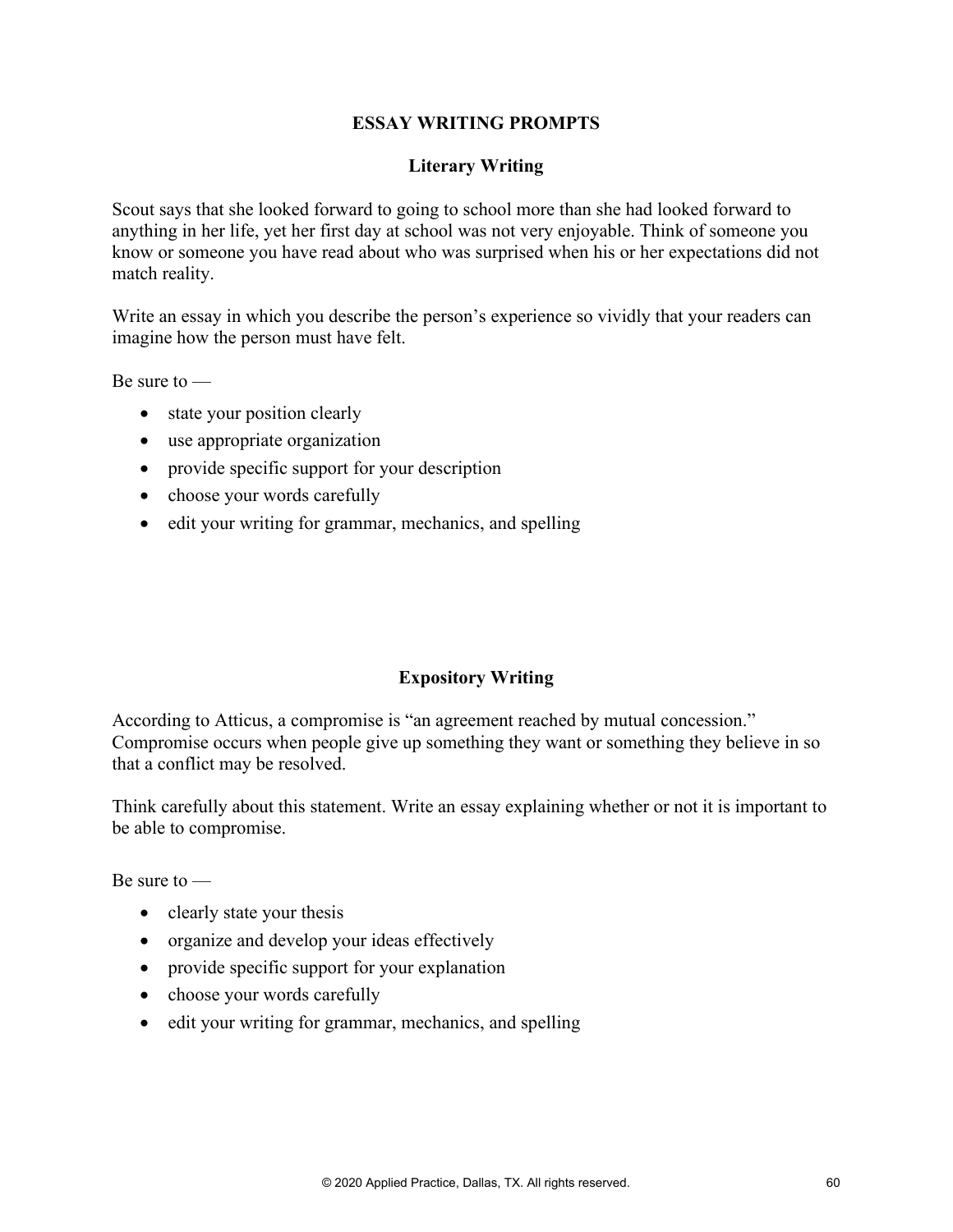# ESSAY WRITING PROMPTS

## Literary Writing

Scout says that she looked forward to going to school more than she had looked forward to anything in her life, yet her first day at school was not very enjoyable. Think of someone you know or someone you have read about who was surprised when his or her expectations did not match reality.

Write an essay in which you describe the person's experience so vividly that your readers can imagine how the person must have felt.

Be sure to —

- state your position clearly
- use appropriate organization
- provide specific support for your description
- choose your words carefully
- edit your writing for grammar, mechanics, and spelling

## Expository Writing

According to Atticus, a compromise is "an agreement reached by mutual concession." Compromise occurs when people give up something they want or something they believe in so that a conflict may be resolved.

Think carefully about this statement. Write an essay explaining whether or not it is important to be able to compromise.

Be sure to —

- clearly state your thesis
- organize and develop your ideas effectively
- provide specific support for your explanation
- choose your words carefully
- edit your writing for grammar, mechanics, and spelling

© 2020 Applied Practice, Dallas, TX. All rights reserved.